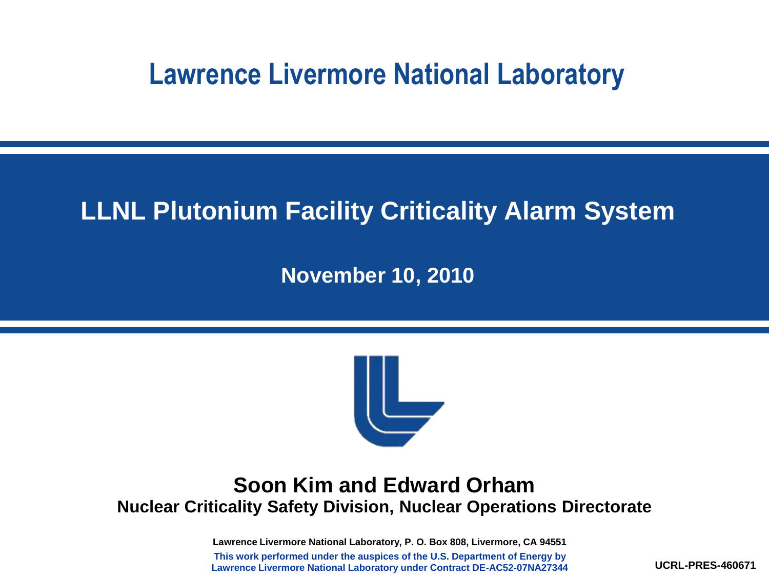# Lawrence Livermore National Laboratory

## LLNL Plutonium Facility Criticality Alarm System

**November 10, 2010**

**Soon Kim and Edward Orham**

**Nuclear Criticality Safety Division, Nuclear Operations Directorate**

Lawrence Livermore National Laboratory, P. O. Box 808, Livermore, CA 94551

This work performed under the auspices of the U.S. Department of Energy by Lawrence Livermore National Laboratory under Contract DE-AC52-07NA27344

UCRL-PRES-460671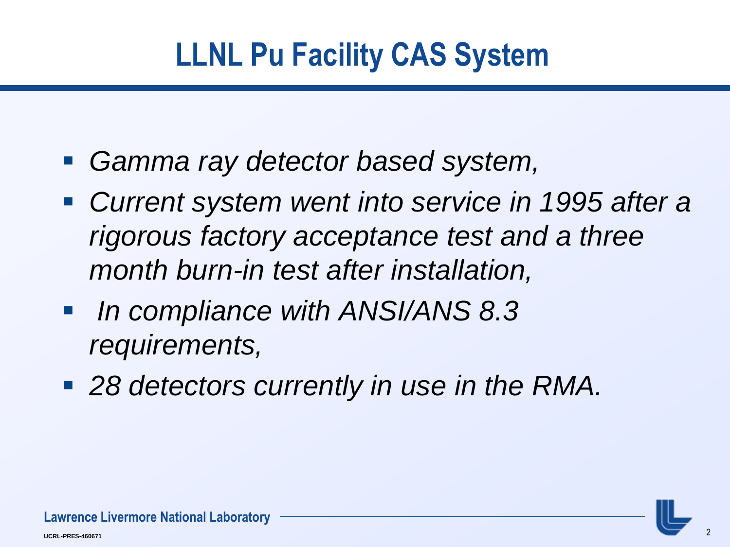# LLNL Pu Facility CAS System

- *Gamma ray detector based system,*
- *Current system went into service in 1995 after a rigorous factory acceptance test and a three month burn-in test after installation,*
- *In compliance with ANSI/ANS 8.3 requirements,*
- *28 detectors currently in use in the RMA.*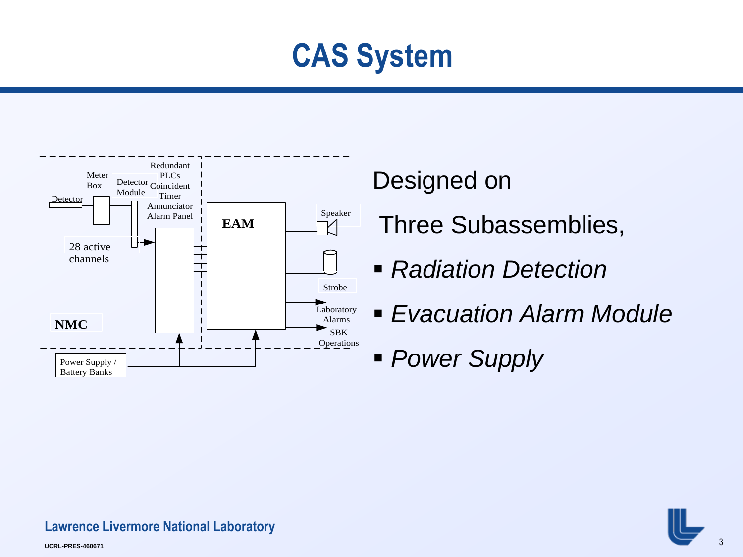# CAS System

Designed on

Three Subassemblies,

- *Radiation Detection*
- *Evacuation Alarm Module*
- *Power Supply*

Detector
Meter Box
Detector Module
Redundant PLCs
Coincident Timer
Annunciator Alarm Panel
28 active channels
NMC
EAM
Speaker
Strobe
Laboratory Alarms
SBK Operations
Power Supply / Battery Banks

UCRL-PRES-460671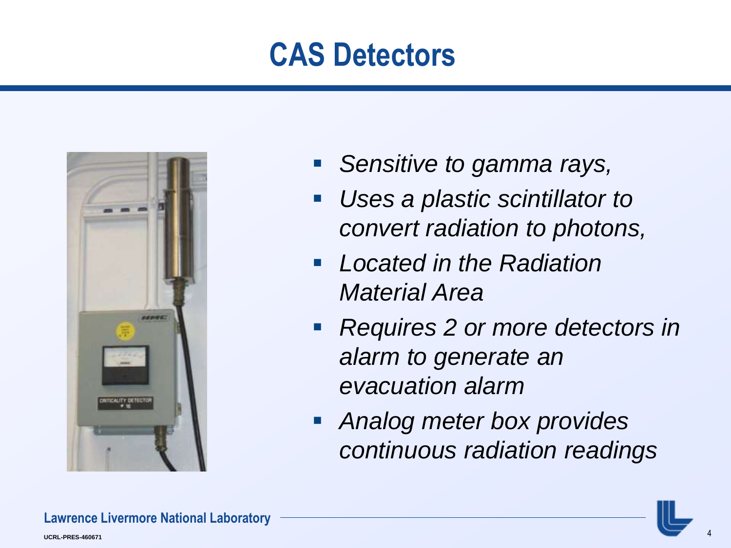# CAS Detectors

- *Sensitive to gamma rays,*
- *Uses a plastic scintillator to convert radiation to photons,*
- *Located in the Radiation Material Area*
- *Requires 2 or more detectors in alarm to generate an evacuation alarm*
- *Analog meter box provides continuous radiation readings*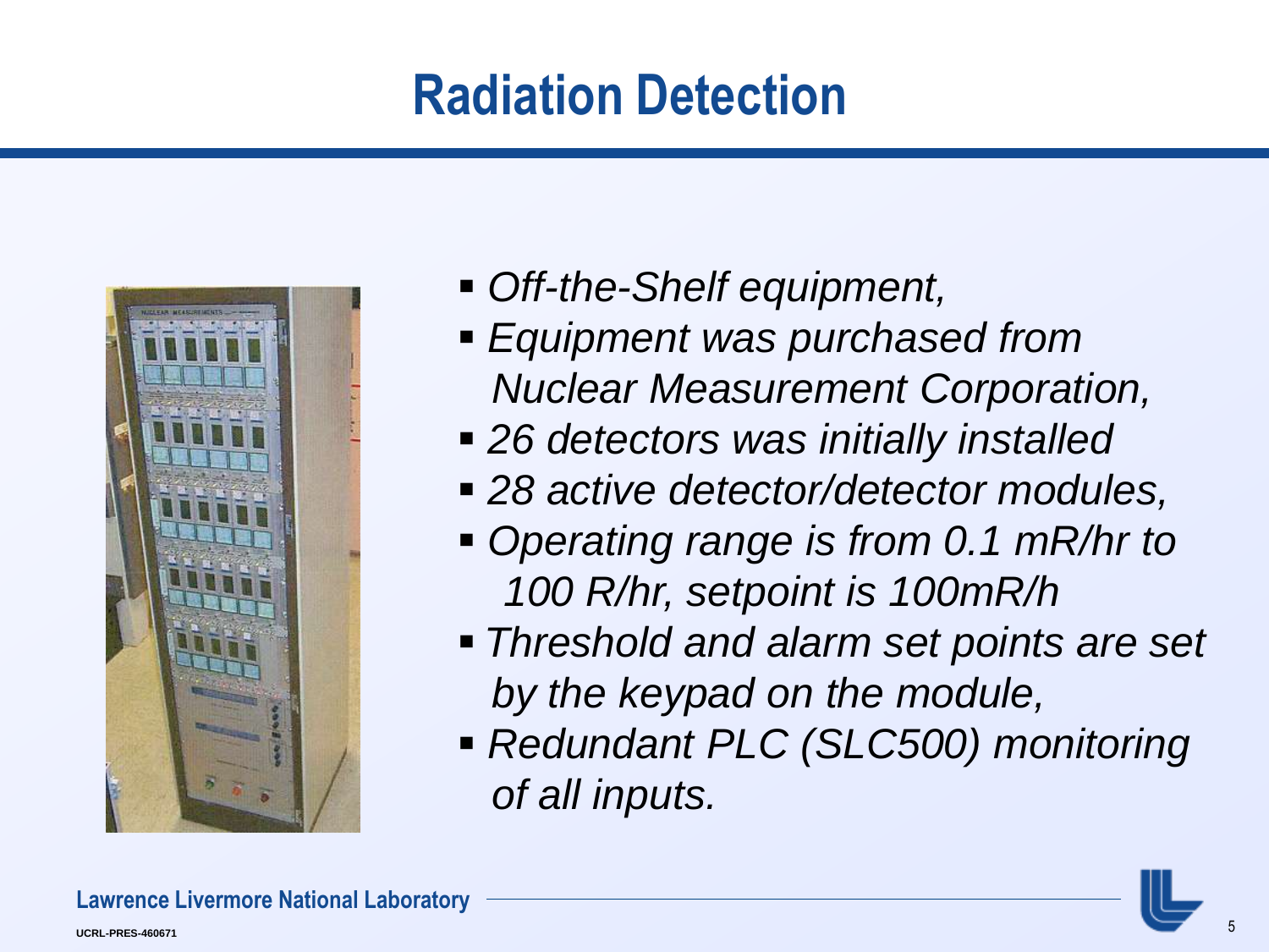# Radiation Detection

- *Off-the-Shelf equipment,*
- *Equipment was purchased from Nuclear Measurement Corporation,*
- *26 detectors was initially installed*
- *28 active detector/detector modules,*
- *Operating range is from 0.1 mR/hr to 100 R/hr, setpoint is 100mR/h*
- *Threshold and alarm set points are set by the keypad on the module,*
- *Redundant PLC (SLC500) monitoring of all inputs.*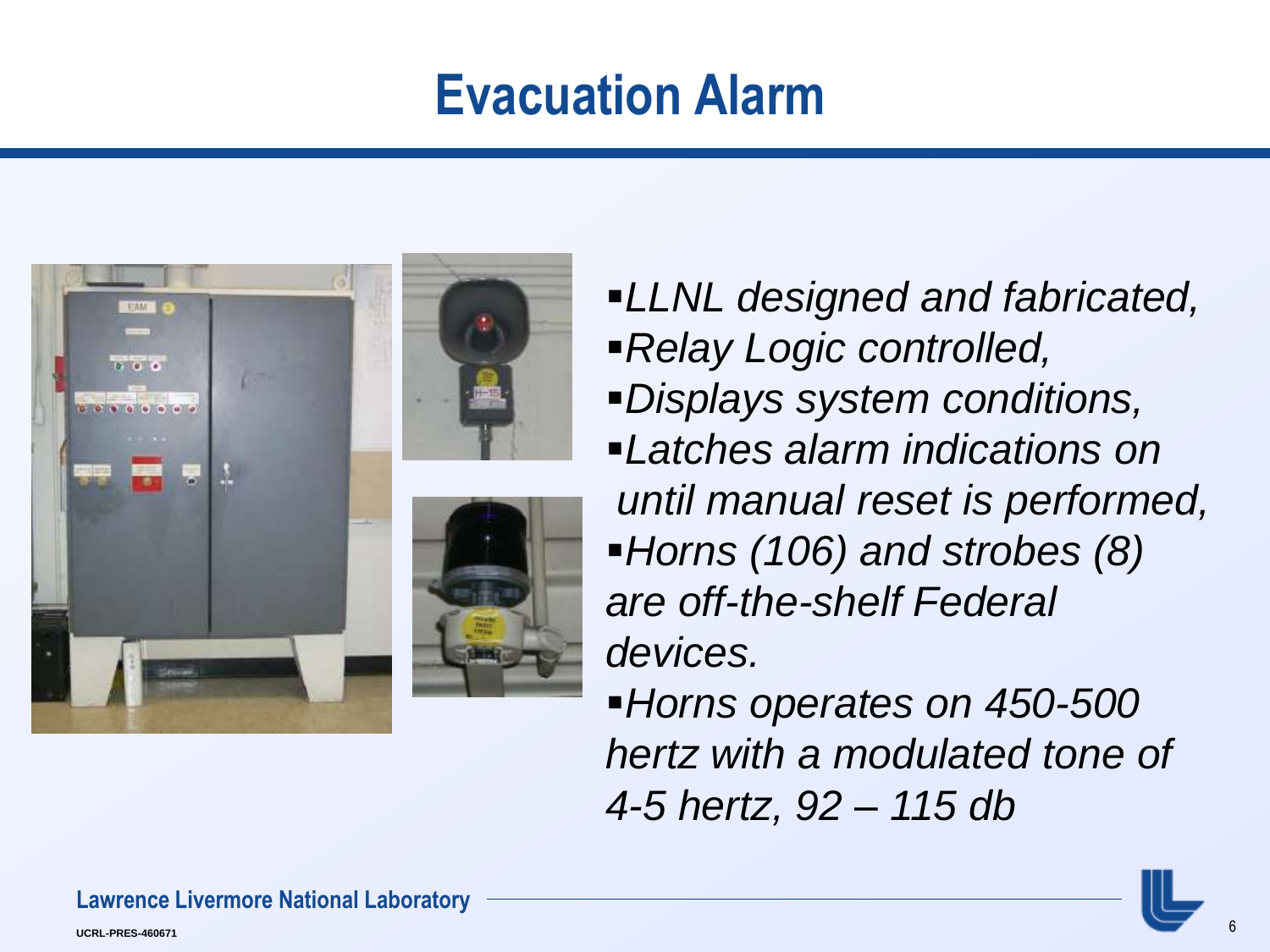# Evacuation Alarm

- *LLNL designed and fabricated,*
- *Relay Logic controlled,*
- *Displays system conditions,*
- *Latches alarm indications on until manual reset is performed,*
- *Horns (106) and strobes (8) are off-the-shelf Federal devices.*
- *Horns operates on 450-500 hertz with a modulated tone of 4-5 hertz, 92 – 115 db*

Lawrence Livermore National Laboratory

UCRL-PRES-460671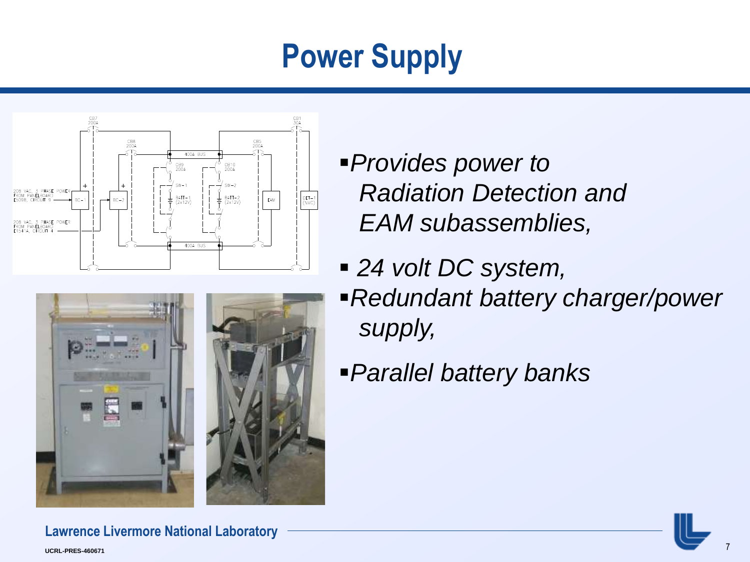# Power Supply

- *Provides power to Radiation Detection and EAM subassemblies,*
- *24 volt DC system,*
- *Redundant battery charger/power supply,*
- *Parallel battery banks*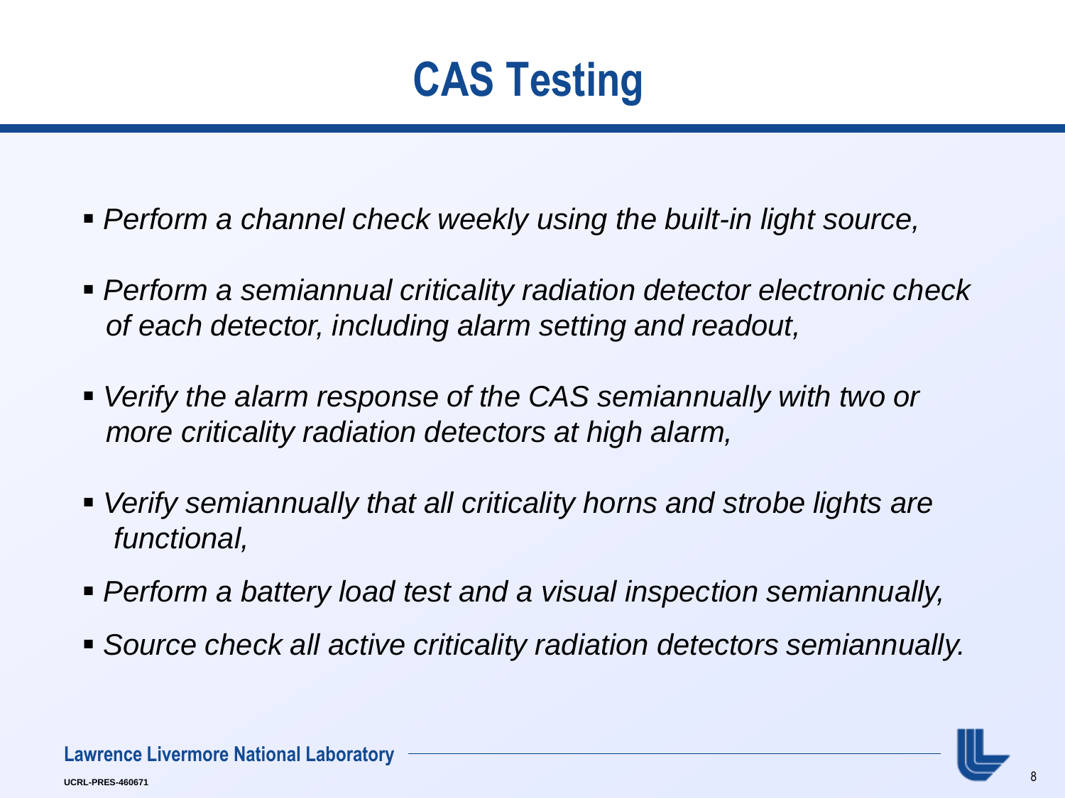# CAS Testing

- *Perform a channel check weekly using the built-in light source,*
- *Perform a semiannual criticality radiation detector electronic check of each detector, including alarm setting and readout,*
- *Verify the alarm response of the CAS semiannually with two or more criticality radiation detectors at high alarm,*
- *Verify semiannually that all criticality horns and strobe lights are functional,*
- *Perform a battery load test and a visual inspection semiannually,*
- *Source check all active criticality radiation detectors semiannually.*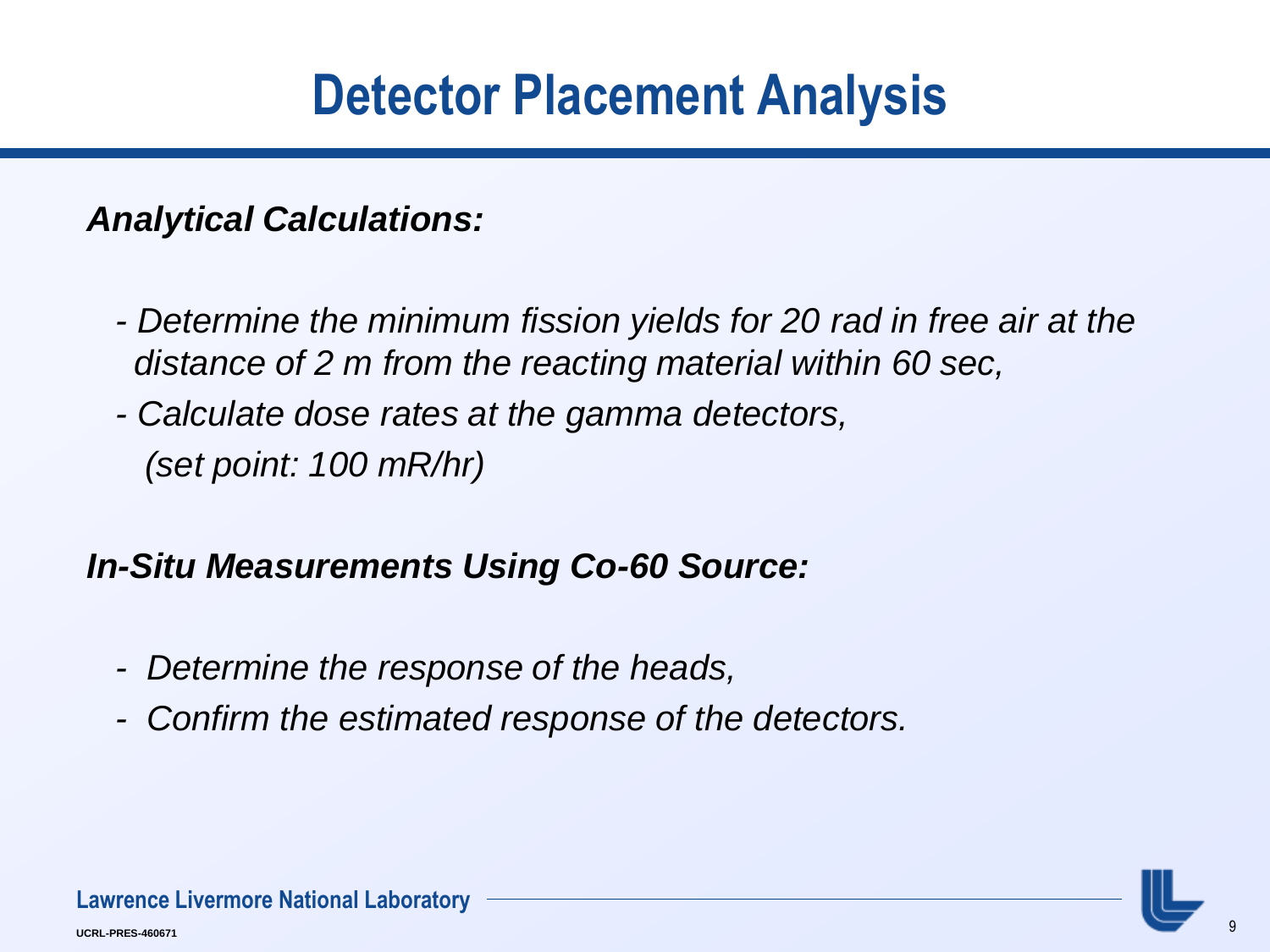# Detector Placement Analysis

***Analytical Calculations:***

- *Determine the minimum fission yields for 20 rad in free air at the distance of 2 m from the reacting material within 60 sec,*
- *Calculate dose rates at the gamma detectors, (set point: 100 mR/hr)*

***In-Situ Measurements Using Co-60 Source:***

- *Determine the response of the heads,*
- *Confirm the estimated response of the detectors.*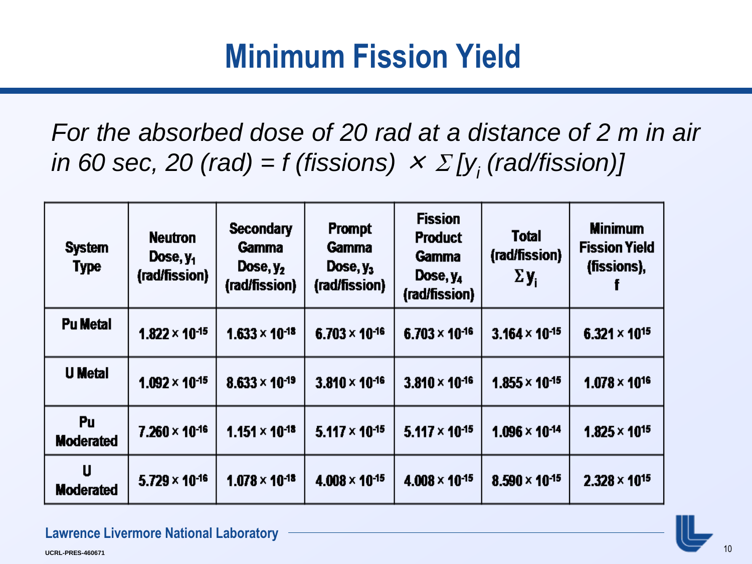# Minimum Fission Yield

*For the absorbed dose of 20 rad at a distance of 2 m in air in 60 sec, 20 (rad) = f (fissions) $\times \Sigma [y_i$ (rad/fission)]*

| System Type | Neutron Dose, $y_1$ (rad/fission) | Secondary Gamma Dose, $y_2$ (rad/fission) | Prompt Gamma Dose, $y_3$ (rad/fission) | Fission Product Gamma Dose, $y_4$ (rad/fission) | Total (rad/fission) $\Sigma y_i$ | Minimum Fission Yield (fissions), f |
|---|---|---|---|---|---|---|
| Pu Metal | $1.822 \times 10^{-15}$ | $1.633 \times 10^{-18}$ | $6.703 \times 10^{-16}$ | $6.703 \times 10^{-16}$ | $3.164 \times 10^{-15}$ | $6.321 \times 10^{15}$ |
| U Metal | $1.092 \times 10^{-15}$ | $8.633 \times 10^{-19}$ | $3.810 \times 10^{-16}$ | $3.810 \times 10^{-16}$ | $1.855 \times 10^{-15}$ | $1.078 \times 10^{16}$ |
| Pu Moderated | $7.260 \times 10^{-16}$ | $1.151 \times 10^{-18}$ | $5.117 \times 10^{-15}$ | $5.117 \times 10^{-15}$ | $1.096 \times 10^{-14}$ | $1.825 \times 10^{15}$ |
| U Moderated | $5.729 \times 10^{-16}$ | $1.078 \times 10^{-18}$ | $4.008 \times 10^{-15}$ | $4.008 \times 10^{-15}$ | $8.590 \times 10^{-15}$ | $2.328 \times 10^{15}$ |

Lawrence Livermore National Laboratory

UCRL-PRES-460671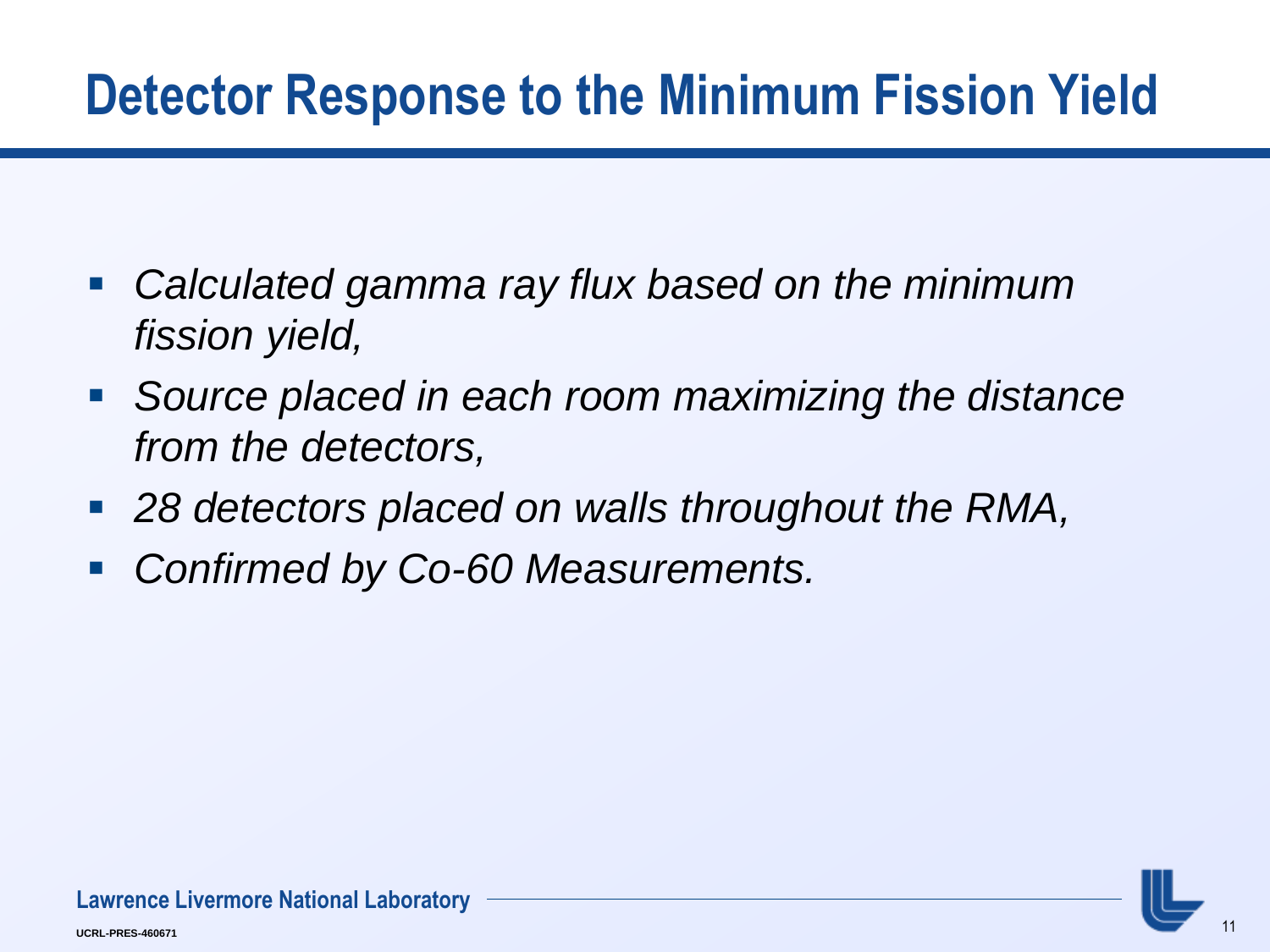# Detector Response to the Minimum Fission Yield

- *Calculated gamma ray flux based on the minimum fission yield,*
- *Source placed in each room maximizing the distance from the detectors,*
- *28 detectors placed on walls throughout the RMA,*
- *Confirmed by Co-60 Measurements.*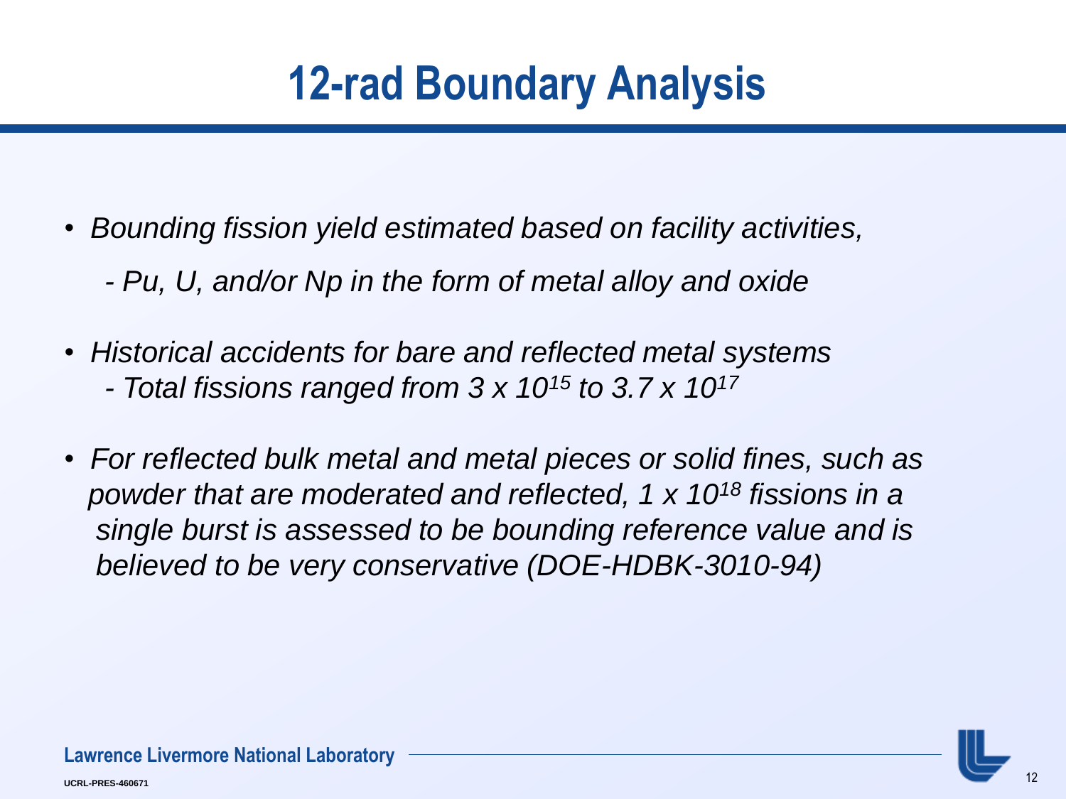# 12-rad Boundary Analysis

- *Bounding fission yield estimated based on facility activities,*

  *- Pu, U, and/or Np in the form of metal alloy and oxide*

- *Historical accidents for bare and reflected metal systems*

  *- Total fissions ranged from $3 \times 10^{15}$ to $3.7 \times 10^{17}$*

- *For reflected bulk metal and metal pieces or solid fines, such as powder that are moderated and reflected, $1 \times 10^{18}$ fissions in a single burst is assessed to be bounding reference value and is believed to be very conservative (DOE-HDBK-3010-94)*

Lawrence Livermore National Laboratory

UCRL-PRES-460671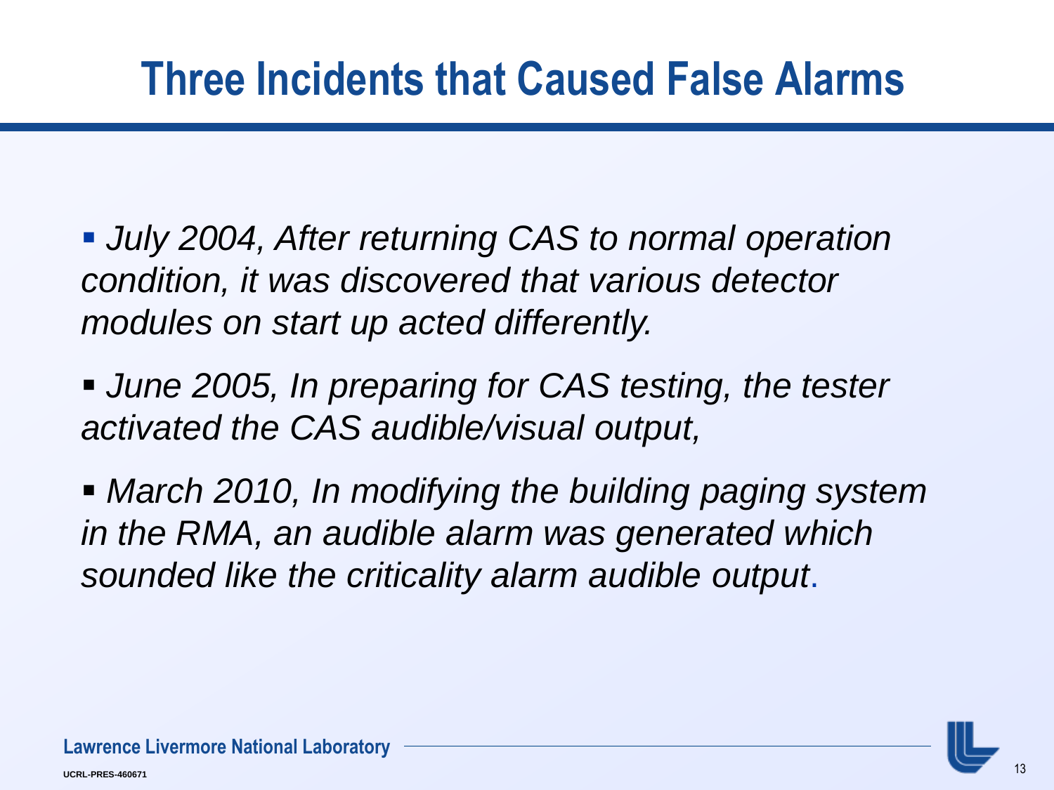# Three Incidents that Caused False Alarms

- *July 2004, After returning CAS to normal operation condition, it was discovered that various detector modules on start up acted differently.*
- *June 2005, In preparing for CAS testing, the tester activated the CAS audible/visual output,*
- *March 2010, In modifying the building paging system in the RMA, an audible alarm was generated which sounded like the criticality alarm audible output.*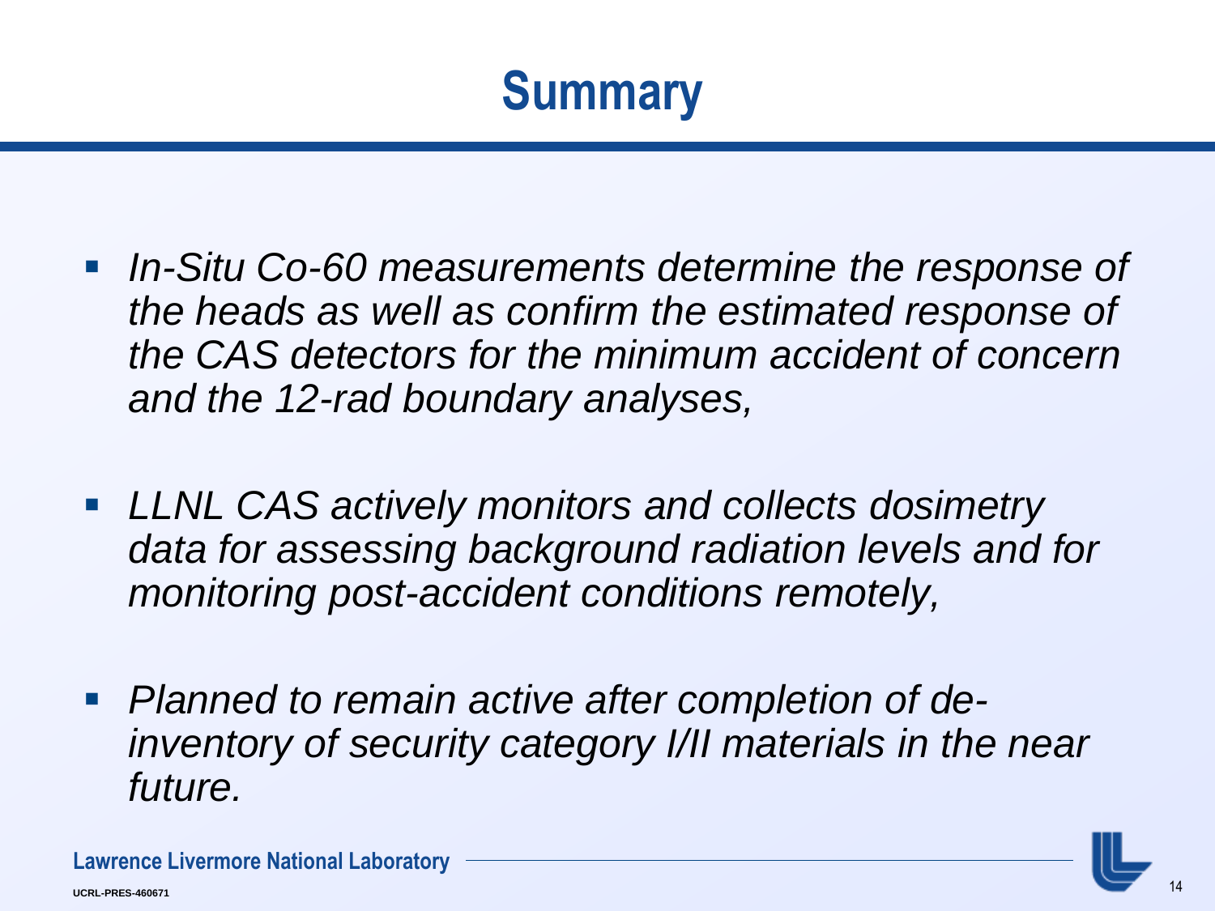# Summary

- *In-Situ Co-60 measurements determine the response of the heads as well as confirm the estimated response of the CAS detectors for the minimum accident of concern and the 12-rad boundary analyses,*
- *LLNL CAS actively monitors and collects dosimetry data for assessing background radiation levels and for monitoring post-accident conditions remotely,*
- *Planned to remain active after completion of de-inventory of security category I/II materials in the near future.*